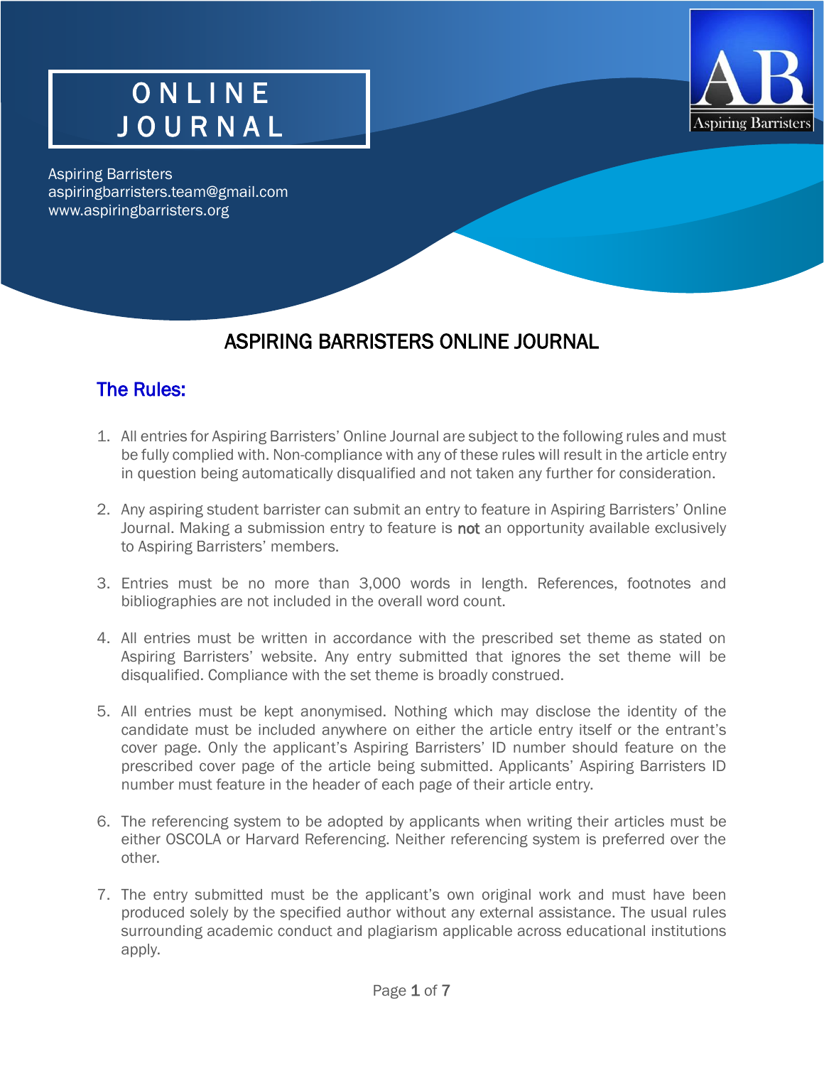# ONLINE JOURNAL

Aspiring Barristers
aspiringbarristers.team@gmail.com
www.aspiringbarristers.org

## ASPIRING BARRISTERS ONLINE JOURNAL

### The Rules:

1. All entries for Aspiring Barristers' Online Journal are subject to the following rules and must be fully complied with. Non-compliance with any of these rules will result in the article entry in question being automatically disqualified and not taken any further for consideration.

2. Any aspiring student barrister can submit an entry to feature in Aspiring Barristers' Online Journal. Making a submission entry to feature is not an opportunity available exclusively to Aspiring Barristers' members.

3. Entries must be no more than 3,000 words in length. References, footnotes and bibliographies are not included in the overall word count.

4. All entries must be written in accordance with the prescribed set theme as stated on Aspiring Barristers' website. Any entry submitted that ignores the set theme will be disqualified. Compliance with the set theme is broadly construed.

5. All entries must be kept anonymised. Nothing which may disclose the identity of the candidate must be included anywhere on either the article entry itself or the entrant's cover page. Only the applicant's Aspiring Barristers' ID number should feature on the prescribed cover page of the article being submitted. Applicants' Aspiring Barristers ID number must feature in the header of each page of their article entry.

6. The referencing system to be adopted by applicants when writing their articles must be either OSCOLA or Harvard Referencing. Neither referencing system is preferred over the other.

7. The entry submitted must be the applicant's own original work and must have been produced solely by the specified author without any external assistance. The usual rules surrounding academic conduct and plagiarism applicable across educational institutions apply.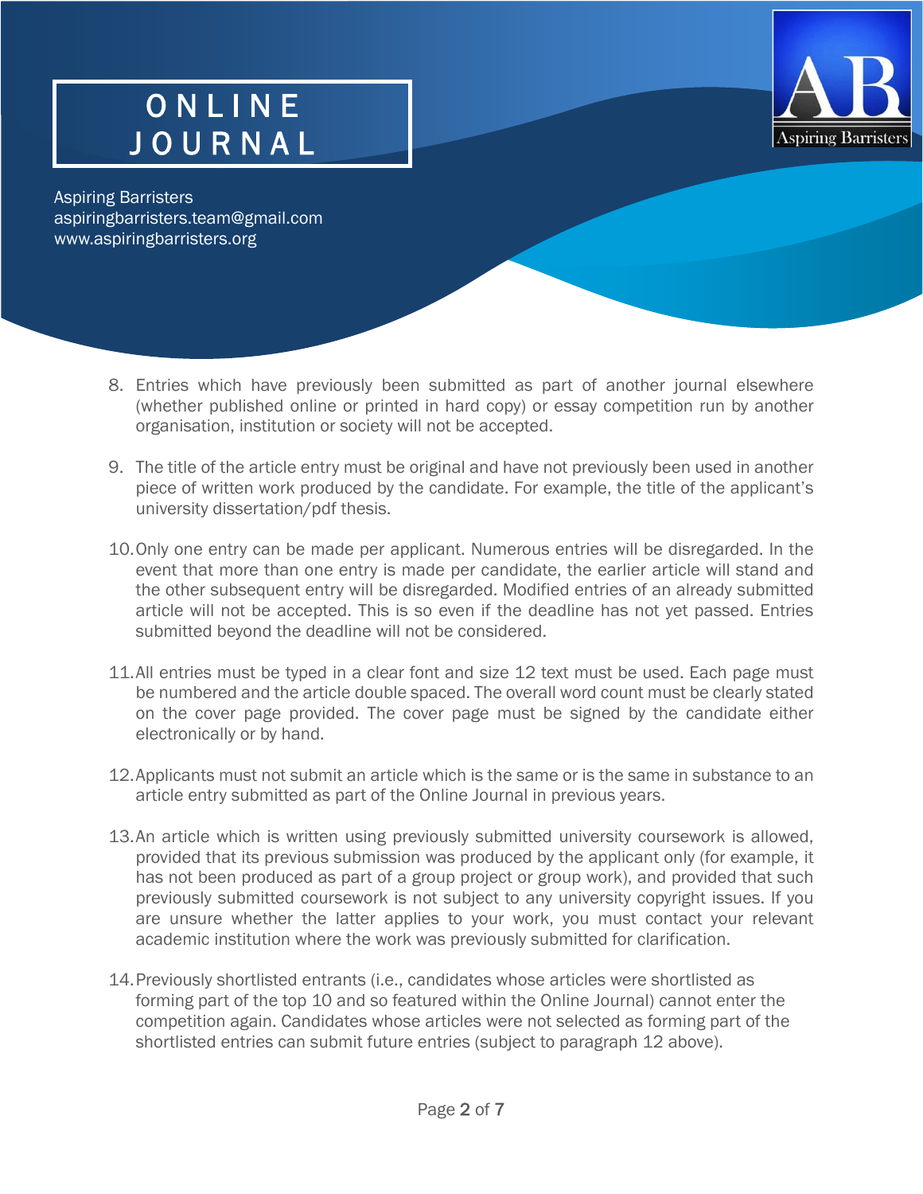8. Entries which have previously been submitted as part of another journal elsewhere (whether published online or printed in hard copy) or essay competition run by another organisation, institution or society will not be accepted.

9. The title of the article entry must be original and have not previously been used in another piece of written work produced by the candidate. For example, the title of the applicant's university dissertation/pdf thesis.

10. Only one entry can be made per applicant. Numerous entries will be disregarded. In the event that more than one entry is made per candidate, the earlier article will stand and the other subsequent entry will be disregarded. Modified entries of an already submitted article will not be accepted. This is so even if the deadline has not yet passed. Entries submitted beyond the deadline will not be considered.

11. All entries must be typed in a clear font and size 12 text must be used. Each page must be numbered and the article double spaced. The overall word count must be clearly stated on the cover page provided. The cover page must be signed by the candidate either electronically or by hand.

12. Applicants must not submit an article which is the same or is the same in substance to an article entry submitted as part of the Online Journal in previous years.

13. An article which is written using previously submitted university coursework is allowed, provided that its previous submission was produced by the applicant only (for example, it has not been produced as part of a group project or group work), and provided that such previously submitted coursework is not subject to any university copyright issues. If you are unsure whether the latter applies to your work, you must contact your relevant academic institution where the work was previously submitted for clarification.

14. Previously shortlisted entrants (i.e., candidates whose articles were shortlisted as forming part of the top 10 and so featured within the Online Journal) cannot enter the competition again. Candidates whose articles were not selected as forming part of the shortlisted entries can submit future entries (subject to paragraph 12 above).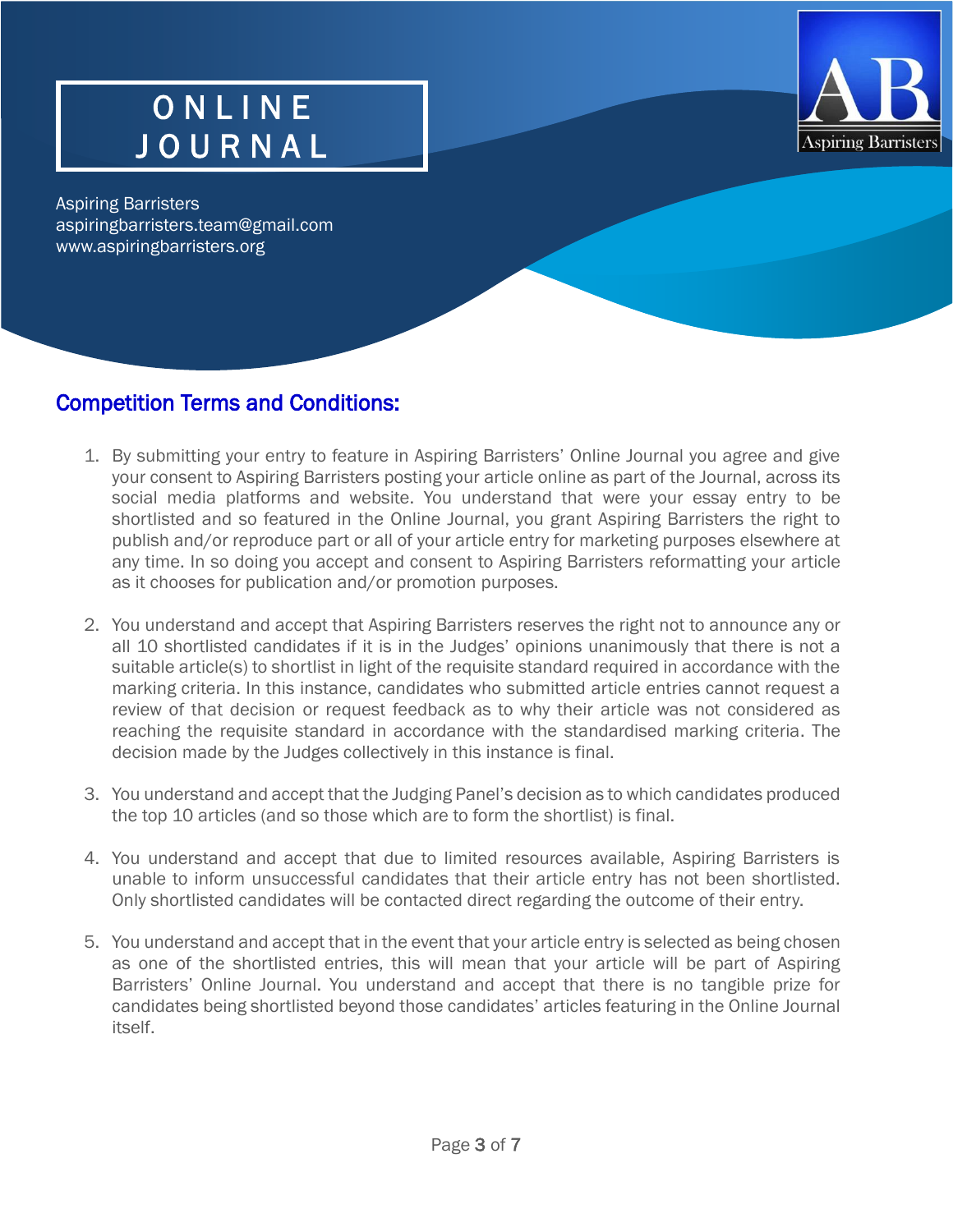# ONLINE JOURNAL

Aspiring Barristers
aspiringbarristers.team@gmail.com
www.aspiringbarristers.org

## Competition Terms and Conditions:

1. By submitting your entry to feature in Aspiring Barristers' Online Journal you agree and give your consent to Aspiring Barristers posting your article online as part of the Journal, across its social media platforms and website. You understand that were your essay entry to be shortlisted and so featured in the Online Journal, you grant Aspiring Barristers the right to publish and/or reproduce part or all of your article entry for marketing purposes elsewhere at any time. In so doing you accept and consent to Aspiring Barristers reformatting your article as it chooses for publication and/or promotion purposes.

2. You understand and accept that Aspiring Barristers reserves the right not to announce any or all 10 shortlisted candidates if it is in the Judges' opinions unanimously that there is not a suitable article(s) to shortlist in light of the requisite standard required in accordance with the marking criteria. In this instance, candidates who submitted article entries cannot request a review of that decision or request feedback as to why their article was not considered as reaching the requisite standard in accordance with the standardised marking criteria. The decision made by the Judges collectively in this instance is final.

3. You understand and accept that the Judging Panel's decision as to which candidates produced the top 10 articles (and so those which are to form the shortlist) is final.

4. You understand and accept that due to limited resources available, Aspiring Barristers is unable to inform unsuccessful candidates that their article entry has not been shortlisted. Only shortlisted candidates will be contacted direct regarding the outcome of their entry.

5. You understand and accept that in the event that your article entry is selected as being chosen as one of the shortlisted entries, this will mean that your article will be part of Aspiring Barristers' Online Journal. You understand and accept that there is no tangible prize for candidates being shortlisted beyond those candidates' articles featuring in the Online Journal itself.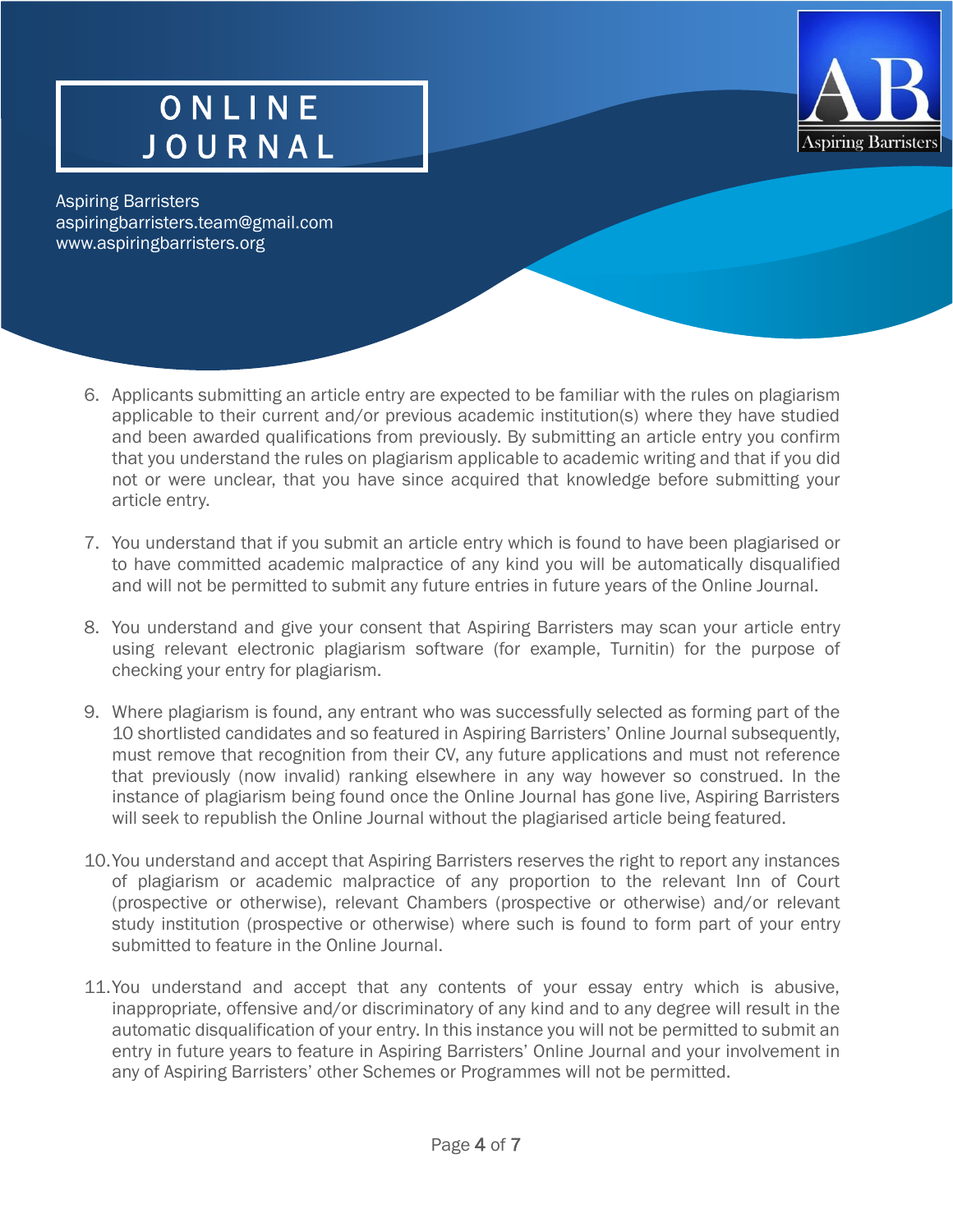6. Applicants submitting an article entry are expected to be familiar with the rules on plagiarism applicable to their current and/or previous academic institution(s) where they have studied and been awarded qualifications from previously. By submitting an article entry you confirm that you understand the rules on plagiarism applicable to academic writing and that if you did not or were unclear, that you have since acquired that knowledge before submitting your article entry.

7. You understand that if you submit an article entry which is found to have been plagiarised or to have committed academic malpractice of any kind you will be automatically disqualified and will not be permitted to submit any future entries in future years of the Online Journal.

8. You understand and give your consent that Aspiring Barristers may scan your article entry using relevant electronic plagiarism software (for example, Turnitin) for the purpose of checking your entry for plagiarism.

9. Where plagiarism is found, any entrant who was successfully selected as forming part of the 10 shortlisted candidates and so featured in Aspiring Barristers' Online Journal subsequently, must remove that recognition from their CV, any future applications and must not reference that previously (now invalid) ranking elsewhere in any way however so construed. In the instance of plagiarism being found once the Online Journal has gone live, Aspiring Barristers will seek to republish the Online Journal without the plagiarised article being featured.

10. You understand and accept that Aspiring Barristers reserves the right to report any instances of plagiarism or academic malpractice of any proportion to the relevant Inn of Court (prospective or otherwise), relevant Chambers (prospective or otherwise) and/or relevant study institution (prospective or otherwise) where such is found to form part of your entry submitted to feature in the Online Journal.

11. You understand and accept that any contents of your essay entry which is abusive, inappropriate, offensive and/or discriminatory of any kind and to any degree will result in the automatic disqualification of your entry. In this instance you will not be permitted to submit an entry in future years to feature in Aspiring Barristers' Online Journal and your involvement in any of Aspiring Barristers' other Schemes or Programmes will not be permitted.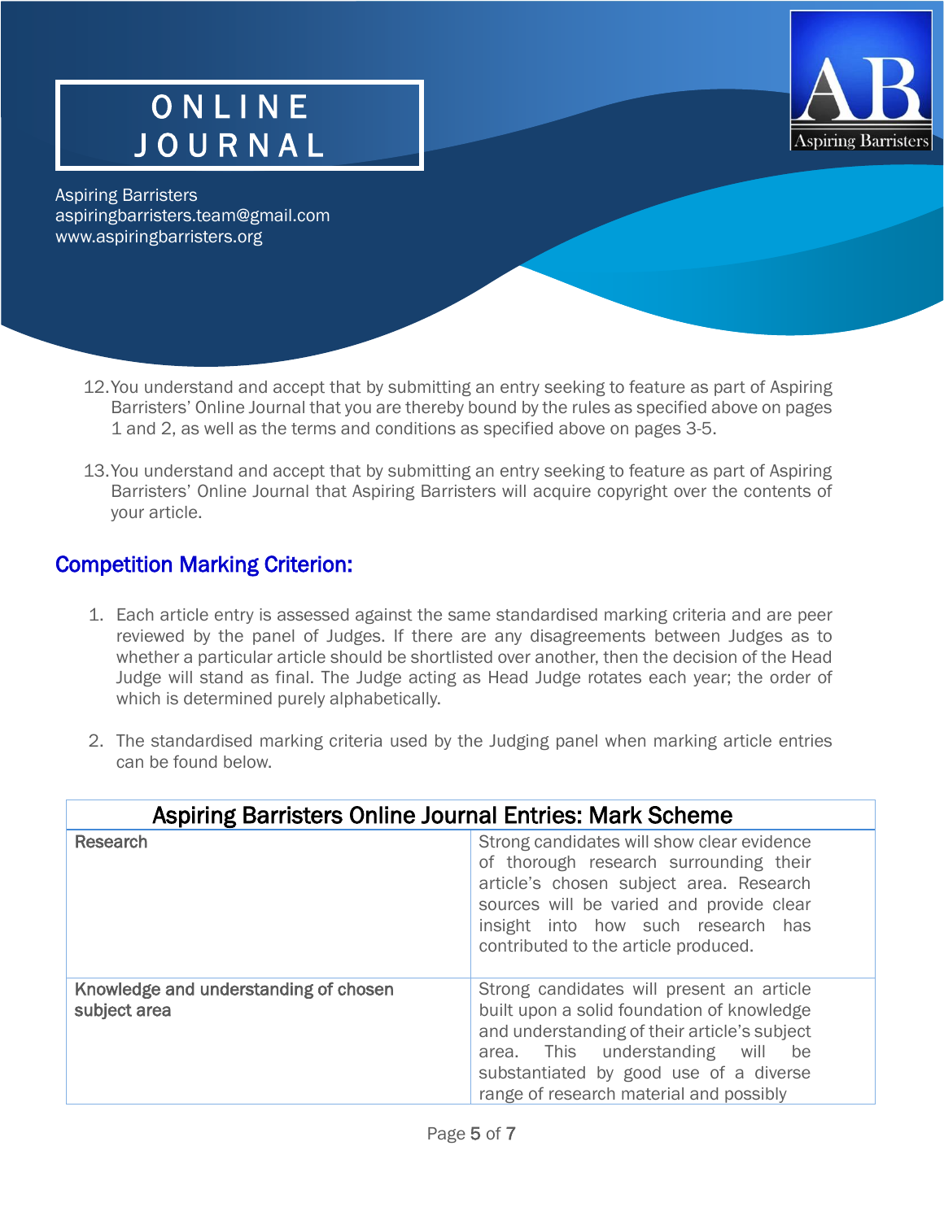# ONLINE JOURNAL

Aspiring Barristers
aspiringbarristers.team@gmail.com
www.aspiringbarristers.org

12. You understand and accept that by submitting an entry seeking to feature as part of Aspiring Barristers' Online Journal that you are thereby bound by the rules as specified above on pages 1 and 2, as well as the terms and conditions as specified above on pages 3-5.

13. You understand and accept that by submitting an entry seeking to feature as part of Aspiring Barristers' Online Journal that Aspiring Barristers will acquire copyright over the contents of your article.

## Competition Marking Criterion:

1. Each article entry is assessed against the same standardised marking criteria and are peer reviewed by the panel of Judges. If there are any disagreements between Judges as to whether a particular article should be shortlisted over another, then the decision of the Head Judge will stand as final. The Judge acting as Head Judge rotates each year; the order of which is determined purely alphabetically.

2. The standardised marking criteria used by the Judging panel when marking article entries can be found below.

| Aspiring Barristers Online Journal Entries: Mark Scheme | |
|---|---|
| Research | Strong candidates will show clear evidence of thorough research surrounding their article's chosen subject area. Research sources will be varied and provide clear insight into how such research has contributed to the article produced. |
| Knowledge and understanding of chosen subject area | Strong candidates will present an article built upon a solid foundation of knowledge and understanding of their article's subject area. This understanding will be substantiated by good use of a diverse range of research material and possibly |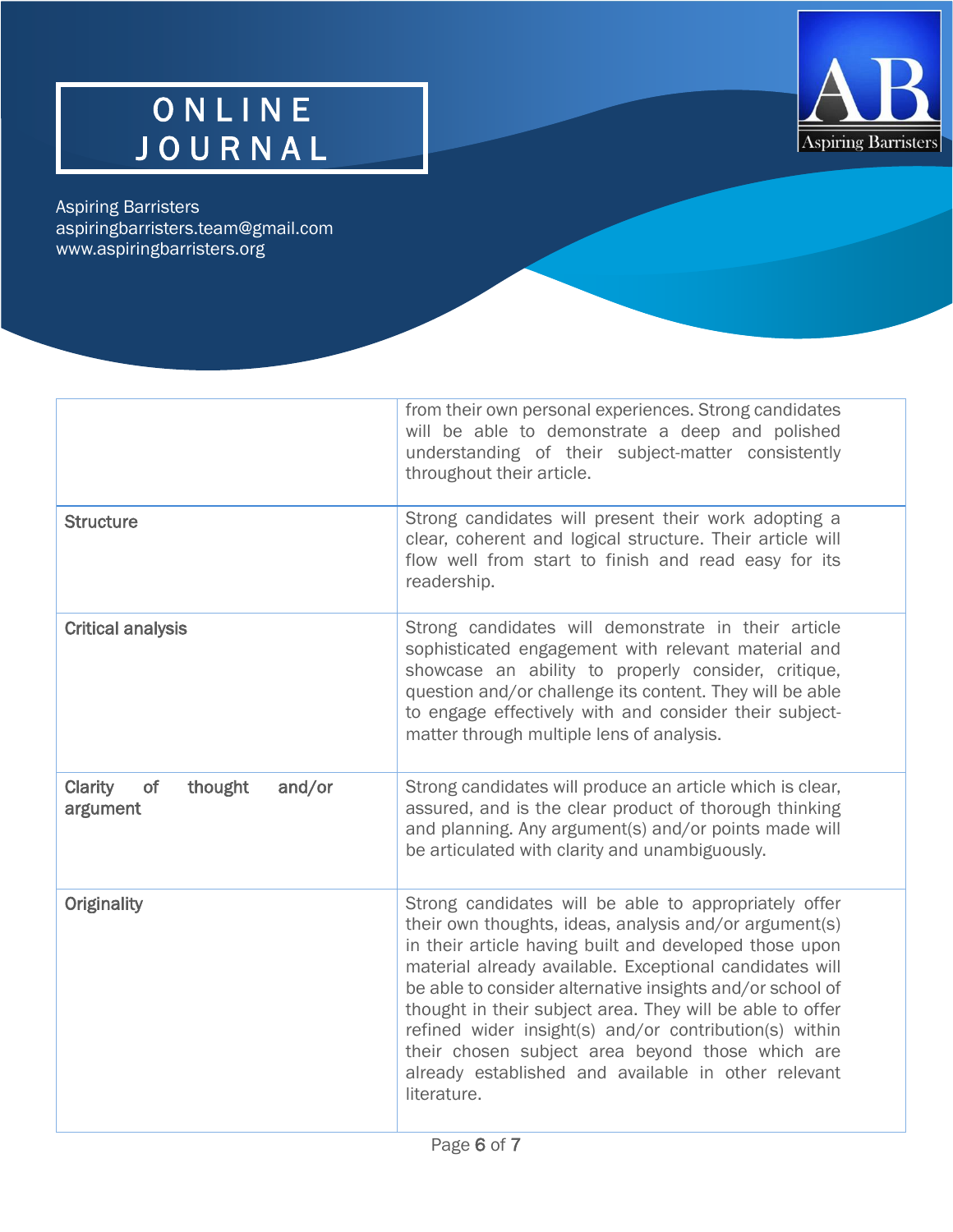| | |
|---|---|
| | from their own personal experiences. Strong candidates will be able to demonstrate a deep and polished understanding of their subject-matter consistently throughout their article. |
| **Structure** | Strong candidates will present their work adopting a clear, coherent and logical structure. Their article will flow well from start to finish and read easy for its readership. |
| **Critical analysis** | Strong candidates will demonstrate in their article sophisticated engagement with relevant material and showcase an ability to properly consider, critique, question and/or challenge its content. They will be able to engage effectively with and consider their subject-matter through multiple lens of analysis. |
| **Clarity of thought and/or argument** | Strong candidates will produce an article which is clear, assured, and is the clear product of thorough thinking and planning. Any argument(s) and/or points made will be articulated with clarity and unambiguously. |
| **Originality** | Strong candidates will be able to appropriately offer their own thoughts, ideas, analysis and/or argument(s) in their article having built and developed those upon material already available. Exceptional candidates will be able to consider alternative insights and/or school of thought in their subject area. They will be able to offer refined wider insight(s) and/or contribution(s) within their chosen subject area beyond those which are already established and available in other relevant literature. |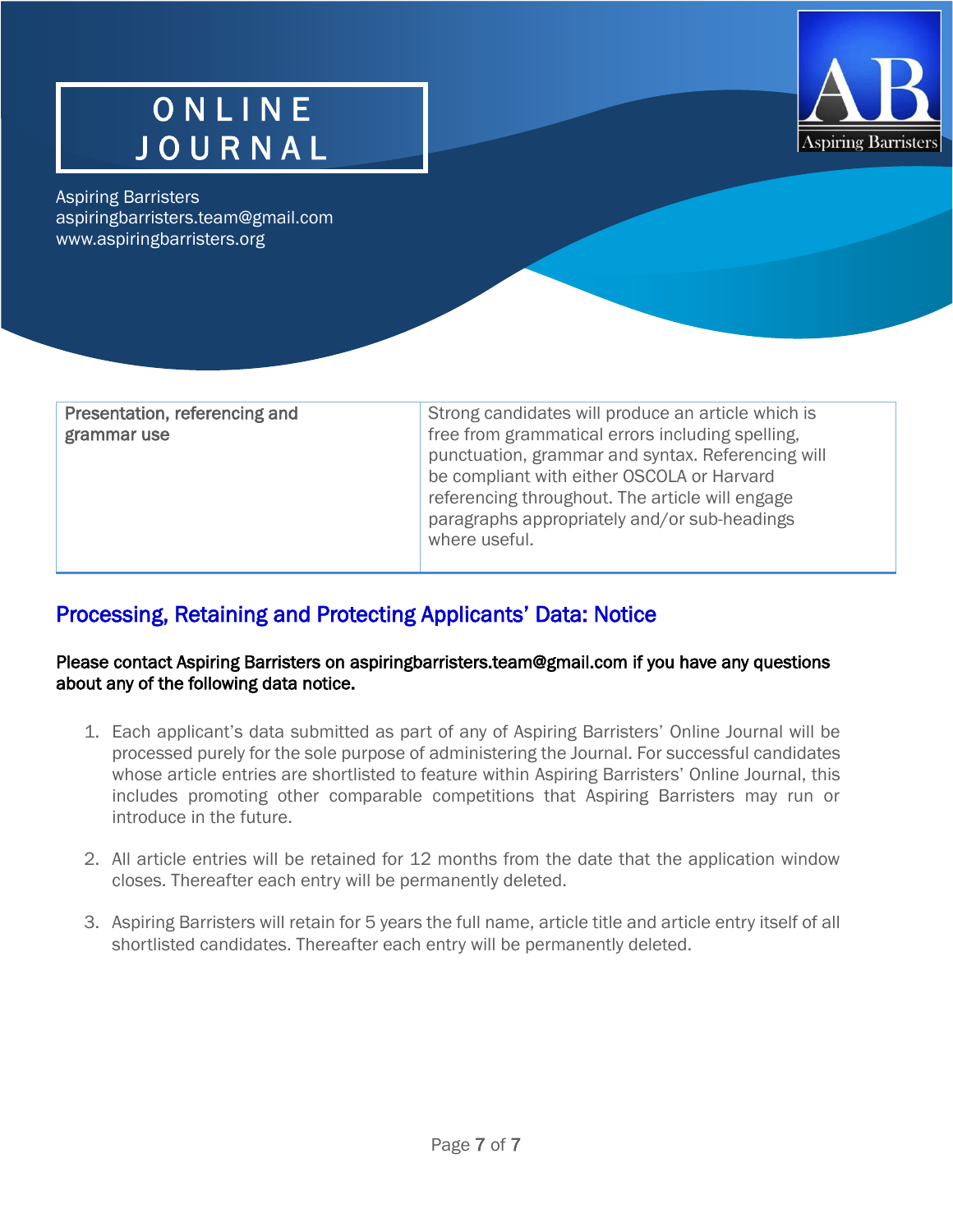# ONLINE JOURNAL

Aspiring Barristers
aspiringbarristers.team@gmail.com
www.aspiringbarristers.org

| | |
|---|---|
| Presentation, referencing and grammar use | Strong candidates will produce an article which is free from grammatical errors including spelling, punctuation, grammar and syntax. Referencing will be compliant with either OSCOLA or Harvard referencing throughout. The article will engage paragraphs appropriately and/or sub-headings where useful. |

## Processing, Retaining and Protecting Applicants' Data: Notice

**Please contact Aspiring Barristers on aspiringbarristers.team@gmail.com if you have any questions about any of the following data notice.**

1. Each applicant's data submitted as part of any of Aspiring Barristers' Online Journal will be processed purely for the sole purpose of administering the Journal. For successful candidates whose article entries are shortlisted to feature within Aspiring Barristers' Online Journal, this includes promoting other comparable competitions that Aspiring Barristers may run or introduce in the future.

2. All article entries will be retained for 12 months from the date that the application window closes. Thereafter each entry will be permanently deleted.

3. Aspiring Barristers will retain for 5 years the full name, article title and article entry itself of all shortlisted candidates. Thereafter each entry will be permanently deleted.